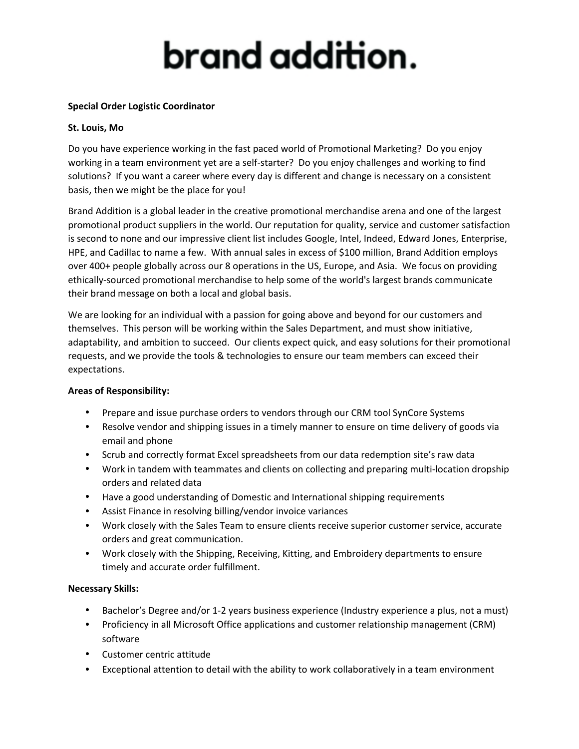# brand addition.

**Special Order Logistic Coordinator**

**St. Louis, Mo**

Do you have experience working in the fast paced world of Promotional Marketing? Do you enjoy working in a team environment yet are a self-starter? Do you enjoy challenges and working to find solutions? If you want a career where every day is different and change is necessary on a consistent basis, then we might be the place for you!

Brand Addition is a global leader in the creative promotional merchandise arena and one of the largest promotional product suppliers in the world. Our reputation for quality, service and customer satisfaction is second to none and our impressive client list includes Google, Intel, Indeed, Edward Jones, Enterprise, HPE, and Cadillac to name a few. With annual sales in excess of $100 million, Brand Addition employs over 400+ people globally across our 8 operations in the US, Europe, and Asia. We focus on providing ethically-sourced promotional merchandise to help some of the world's largest brands communicate their brand message on both a local and global basis.

We are looking for an individual with a passion for going above and beyond for our customers and themselves. This person will be working within the Sales Department, and must show initiative, adaptability, and ambition to succeed. Our clients expect quick, and easy solutions for their promotional requests, and we provide the tools & technologies to ensure our team members can exceed their expectations.

**Areas of Responsibility:**

- Prepare and issue purchase orders to vendors through our CRM tool SynCore Systems
- Resolve vendor and shipping issues in a timely manner to ensure on time delivery of goods via email and phone
- Scrub and correctly format Excel spreadsheets from our data redemption site's raw data
- Work in tandem with teammates and clients on collecting and preparing multi-location dropship orders and related data
- Have a good understanding of Domestic and International shipping requirements
- Assist Finance in resolving billing/vendor invoice variances
- Work closely with the Sales Team to ensure clients receive superior customer service, accurate orders and great communication.
- Work closely with the Shipping, Receiving, Kitting, and Embroidery departments to ensure timely and accurate order fulfillment.

**Necessary Skills:**

- Bachelor's Degree and/or 1-2 years business experience (Industry experience a plus, not a must)
- Proficiency in all Microsoft Office applications and customer relationship management (CRM) software
- Customer centric attitude
- Exceptional attention to detail with the ability to work collaboratively in a team environment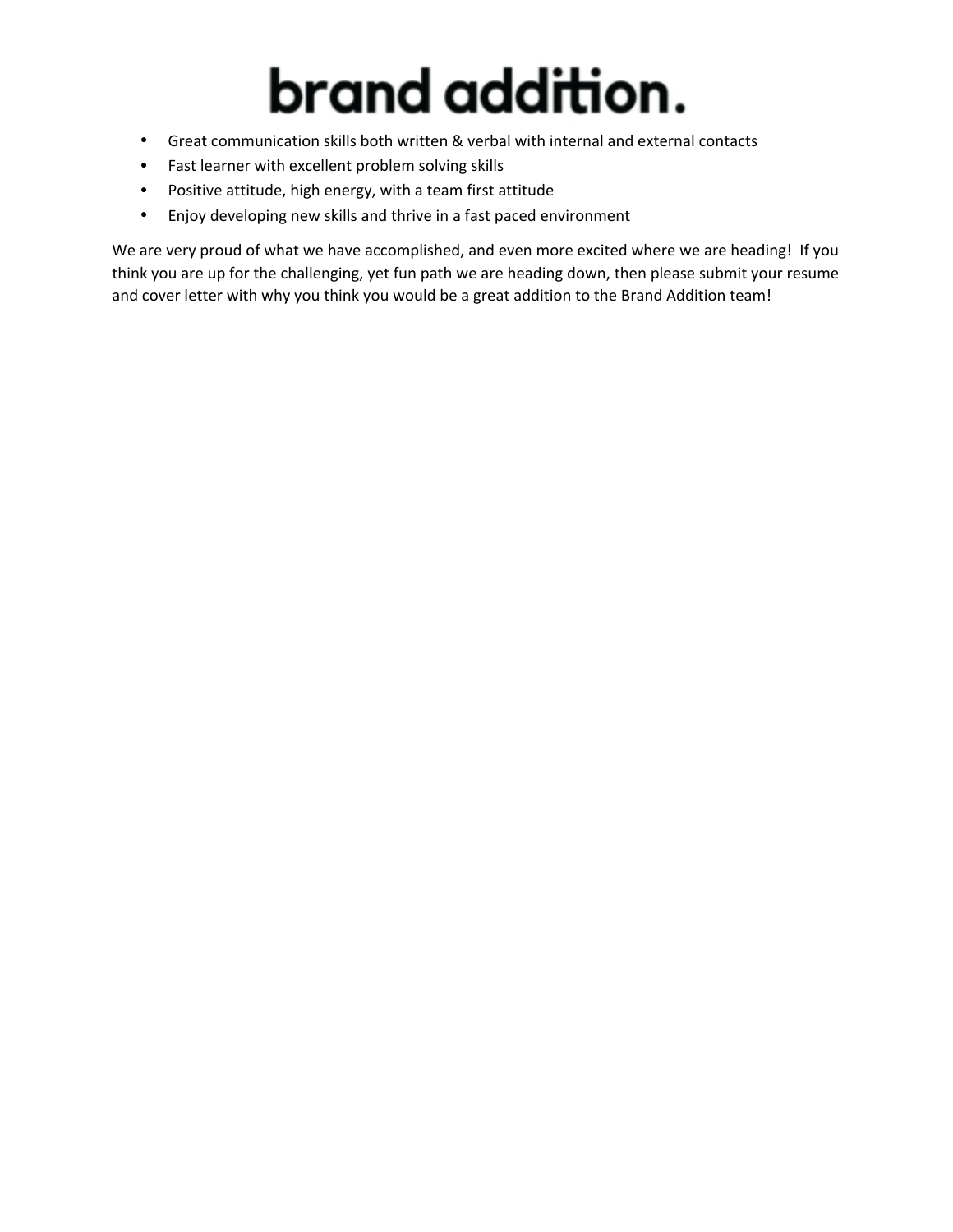- Great communication skills both written & verbal with internal and external contacts
- Fast learner with excellent problem solving skills
- Positive attitude, high energy, with a team first attitude
- Enjoy developing new skills and thrive in a fast paced environment

We are very proud of what we have accomplished, and even more excited where we are heading! If you think you are up for the challenging, yet fun path we are heading down, then please submit your resume and cover letter with why you think you would be a great addition to the Brand Addition team!